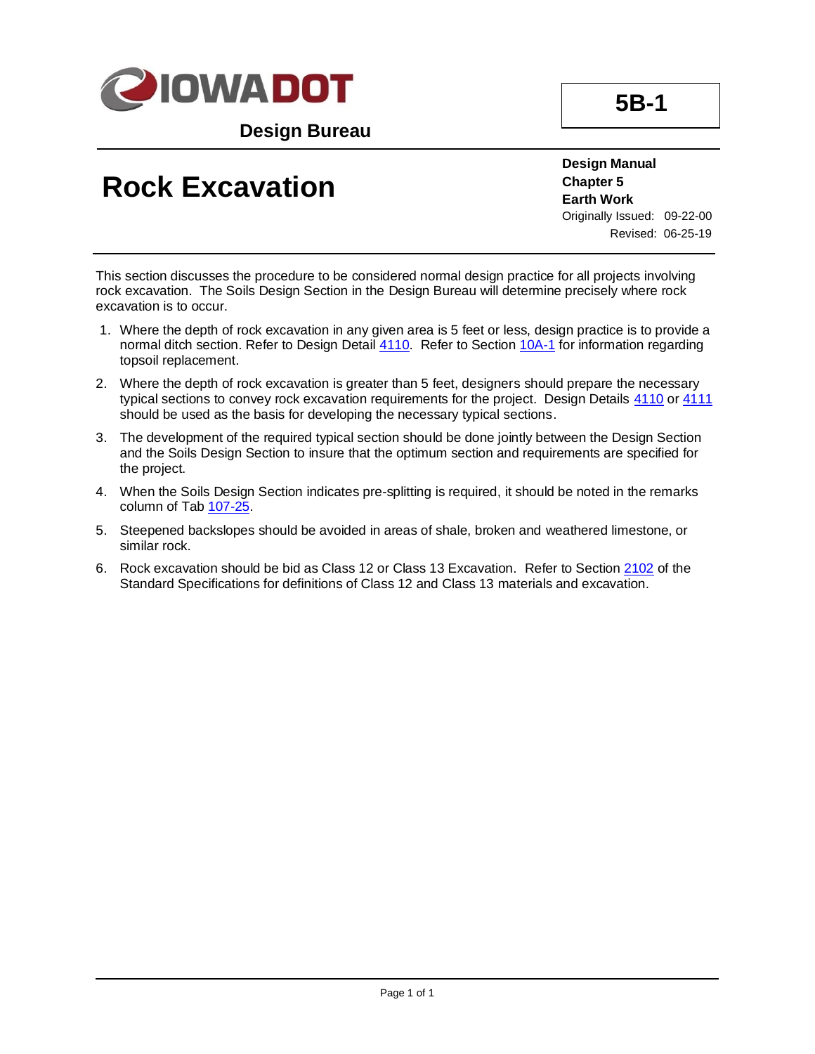**IOWA DOT**

**Design Bureau**

**5B-1**

# Rock Excavation

**Design Manual**
**Chapter 5**
**Earth Work**
Originally Issued: 09-22-00
Revised: 06-25-19

This section discusses the procedure to be considered normal design practice for all projects involving rock excavation. The Soils Design Section in the Design Bureau will determine precisely where rock excavation is to occur.

1. Where the depth of rock excavation in any given area is 5 feet or less, design practice is to provide a normal ditch section. Refer to Design Detail 4110. Refer to Section 10A-1 for information regarding topsoil replacement.
2. Where the depth of rock excavation is greater than 5 feet, designers should prepare the necessary typical sections to convey rock excavation requirements for the project. Design Details 4110 or 4111 should be used as the basis for developing the necessary typical sections.
3. The development of the required typical section should be done jointly between the Design Section and the Soils Design Section to insure that the optimum section and requirements are specified for the project.
4. When the Soils Design Section indicates pre-splitting is required, it should be noted in the remarks column of Tab 107-25.
5. Steepened backslopes should be avoided in areas of shale, broken and weathered limestone, or similar rock.
6. Rock excavation should be bid as Class 12 or Class 13 Excavation. Refer to Section 2102 of the Standard Specifications for definitions of Class 12 and Class 13 materials and excavation.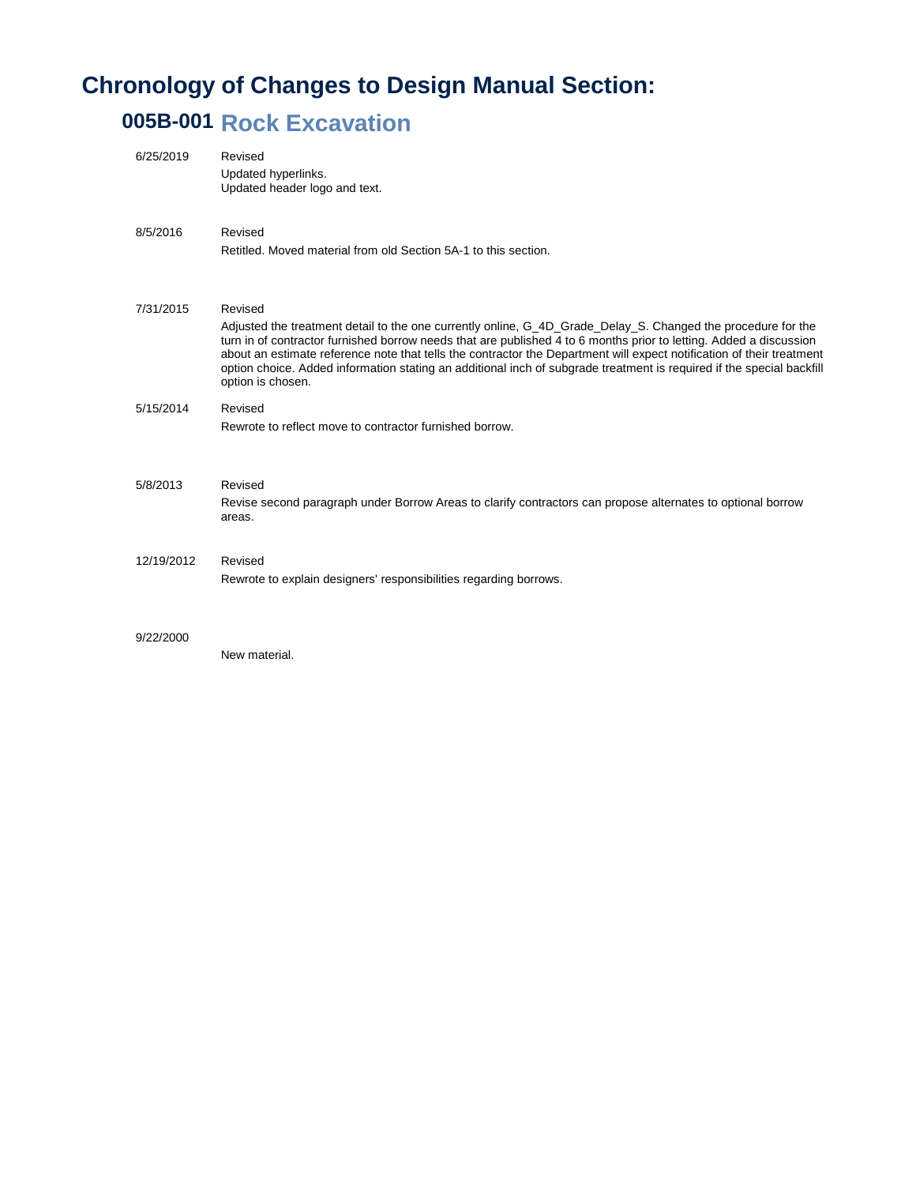# Chronology of Changes to Design Manual Section:

## 005B-001 Rock Excavation

| | |
|---|---|
| 6/25/2019 | Revised<br>Updated hyperlinks.<br>Updated header logo and text. |
| 8/5/2016 | Revised<br>Retitled. Moved material from old Section 5A-1 to this section. |
| 7/31/2015 | Revised<br>Adjusted the treatment detail to the one currently online, G_4D_Grade_Delay_S. Changed the procedure for the turn in of contractor furnished borrow needs that are published 4 to 6 months prior to letting. Added a discussion about an estimate reference note that tells the contractor the Department will expect notification of their treatment option choice. Added information stating an additional inch of subgrade treatment is required if the special backfill option is chosen. |
| 5/15/2014 | Revised<br>Rewrote to reflect move to contractor furnished borrow. |
| 5/8/2013 | Revised<br>Revise second paragraph under Borrow Areas to clarify contractors can propose alternates to optional borrow areas. |
| 12/19/2012 | Revised<br>Rewrote to explain designers' responsibilities regarding borrows. |
| 9/22/2000 | New material. |